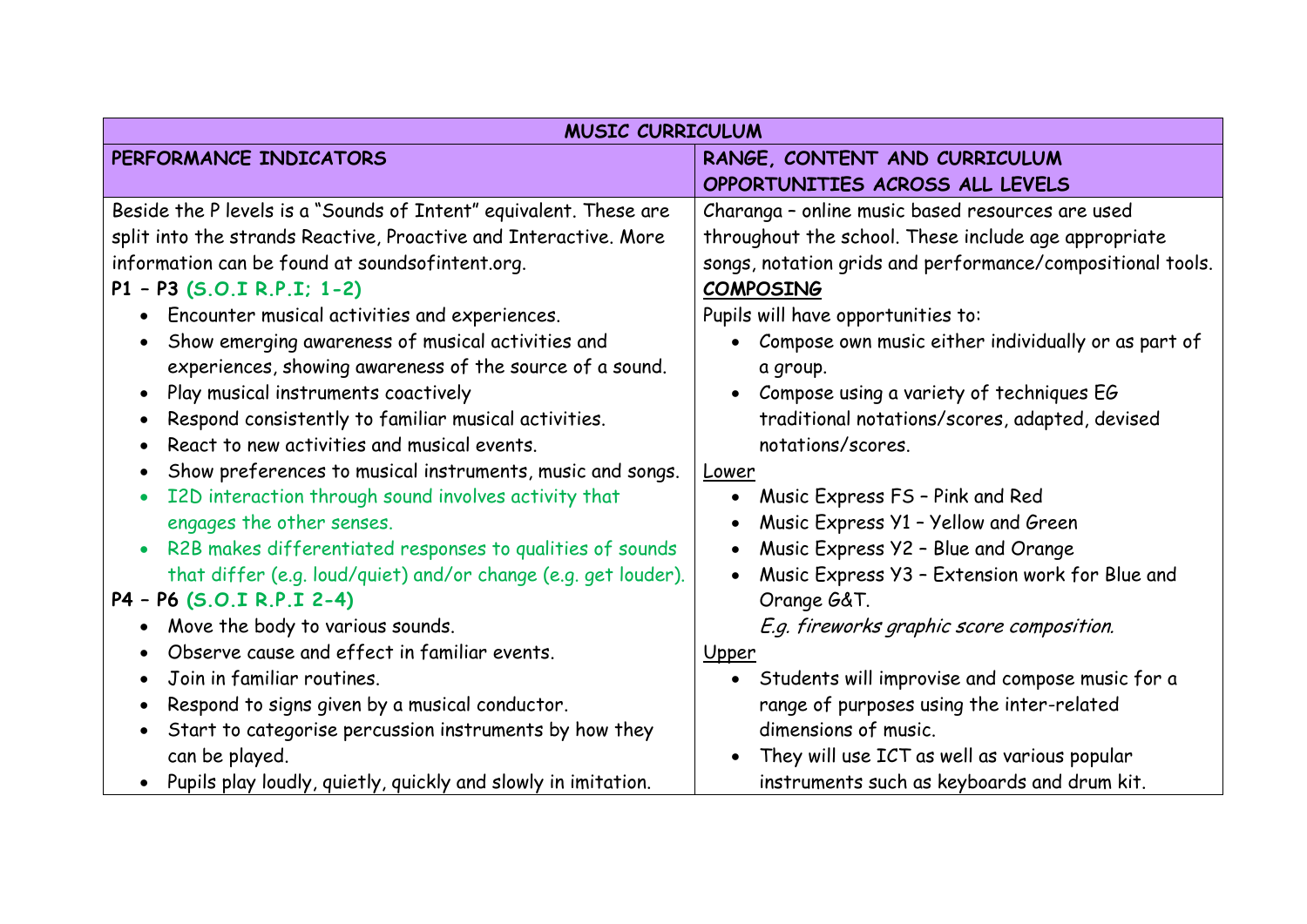| MUSIC CURRICULUM | |
|---|---|
| **PERFORMANCE INDICATORS** | **RANGE, CONTENT AND CURRICULUM OPPORTUNITIES ACROSS ALL LEVELS** |
| Beside the P levels is a "Sounds of Intent" equivalent. These are split into the strands Reactive, Proactive and Interactive. More information can be found at soundsofintent.org.<br>**P1 – P3 (S.O.I R.P.I; 1-2)**<br>• Encounter musical activities and experiences.<br>• Show emerging awareness of musical activities and experiences, showing awareness of the source of a sound.<br>• Play musical instruments coactively<br>• Respond consistently to familiar musical activities.<br>• React to new activities and musical events.<br>• Show preferences to musical instruments, music and songs.<br>• I2D interaction through sound involves activity that engages the other senses.<br>• R2B makes differentiated responses to qualities of sounds that differ (e.g. loud/quiet) and/or change (e.g. get louder).<br>**P4 – P6 (S.O.I R.P.I 2-4)**<br>• Move the body to various sounds.<br>• Observe cause and effect in familiar events.<br>• Join in familiar routines.<br>• Respond to signs given by a musical conductor.<br>• Start to categorise percussion instruments by how they can be played.<br>• Pupils play loudly, quietly, quickly and slowly in imitation. | Charanga – online music based resources are used throughout the school. These include age appropriate songs, notation grids and performance/compositional tools.<br>**COMPOSING**<br>Pupils will have opportunities to:<br>• Compose own music either individually or as part of a group.<br>• Compose using a variety of techniques EG traditional notations/scores, adapted, devised notations/scores.<br>Lower<br>• Music Express FS – Pink and Red<br>• Music Express Y1 – Yellow and Green<br>• Music Express Y2 – Blue and Orange<br>• Music Express Y3 – Extension work for Blue and Orange G&T.<br>*E.g. fireworks graphic score composition.*<br>Upper<br>• Students will improvise and compose music for a range of purposes using the inter-related dimensions of music.<br>• They will use ICT as well as various popular instruments such as keyboards and drum kit. |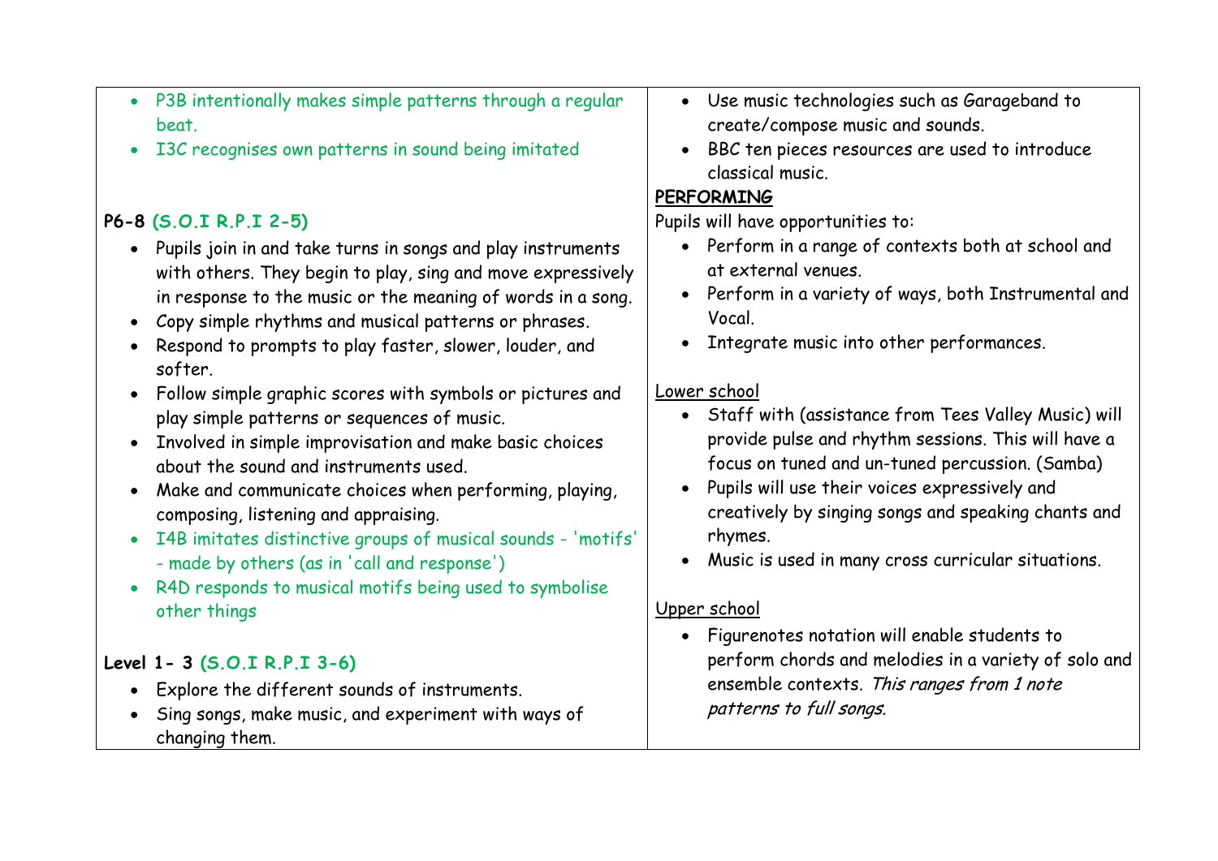- P3B intentionally makes simple patterns through a regular beat.
- I3C recognises own patterns in sound being imitated

**P6-8 (S.O.I R.P.I 2-5)**

- Pupils join in and take turns in songs and play instruments with others. They begin to play, sing and move expressively in response to the music or the meaning of words in a song.
- Copy simple rhythms and musical patterns or phrases.
- Respond to prompts to play faster, slower, louder, and softer.
- Follow simple graphic scores with symbols or pictures and play simple patterns or sequences of music.
- Involved in simple improvisation and make basic choices about the sound and instruments used.
- Make and communicate choices when performing, playing, composing, listening and appraising.
- I4B imitates distinctive groups of musical sounds - 'motifs' - made by others (as in 'call and response')
- R4D responds to musical motifs being used to symbolise other things

**Level 1- 3 (S.O.I R.P.I 3-6)**

- Explore the different sounds of instruments.
- Sing songs, make music, and experiment with ways of changing them.

- Use music technologies such as Garageband to create/compose music and sounds.
- BBC ten pieces resources are used to introduce classical music.

**PERFORMING**

Pupils will have opportunities to:

- Perform in a range of contexts both at school and at external venues.
- Perform in a variety of ways, both Instrumental and Vocal.
- Integrate music into other performances.

Lower school

- Staff with (assistance from Tees Valley Music) will provide pulse and rhythm sessions. This will have a focus on tuned and un-tuned percussion. (Samba)
- Pupils will use their voices expressively and creatively by singing songs and speaking chants and rhymes.
- Music is used in many cross curricular situations.

Upper school

- Figurenotes notation will enable students to perform chords and melodies in a variety of solo and ensemble contexts. *This ranges from 1 note patterns to full songs.*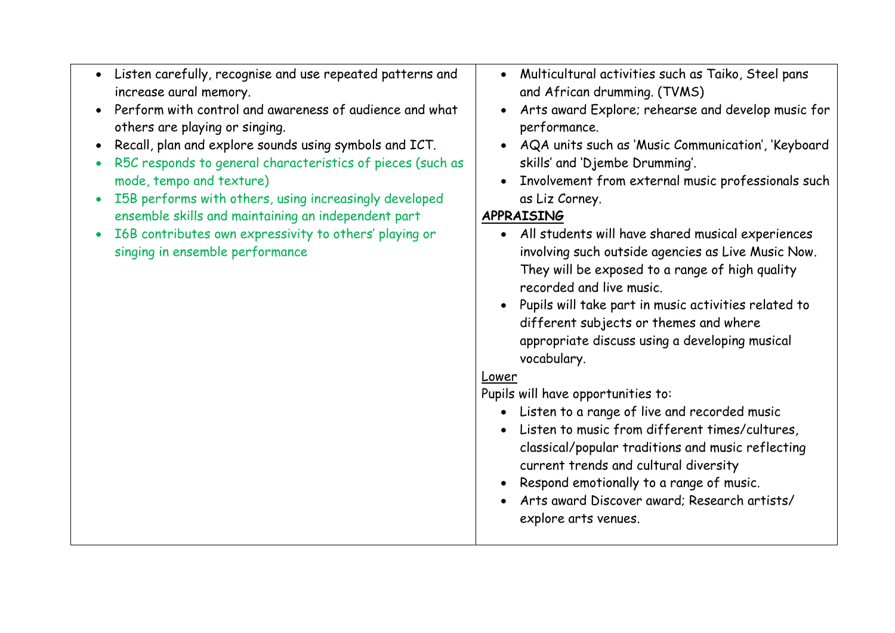| | |
|---|---|
| <ul><li>Listen carefully, recognise and use repeated patterns and increase aural memory.</li><li>Perform with control and awareness of audience and what others are playing or singing.</li><li>Recall, plan and explore sounds using symbols and ICT.</li><li>R5C responds to general characteristics of pieces (such as mode, tempo and texture)</li><li>I5B performs with others, using increasingly developed ensemble skills and maintaining an independent part</li><li>I6B contributes own expressivity to others' playing or singing in ensemble performance</li></ul> | <ul><li>Multicultural activities such as Taiko, Steel pans and African drumming. (TVMS)</li><li>Arts award Explore; rehearse and develop music for performance.</li><li>AQA units such as 'Music Communication', 'Keyboard skills' and 'Djembe Drumming'.</li><li>Involvement from external music professionals such as Liz Corney.</li></ul>**APPRAISING**<ul><li>All students will have shared musical experiences involving such outside agencies as Live Music Now. They will be exposed to a range of high quality recorded and live music.</li><li>Pupils will take part in music activities related to different subjects or themes and where appropriate discuss using a developing musical vocabulary.</li></ul>Lower<br>Pupils will have opportunities to:<ul><li>Listen to a range of live and recorded music</li><li>Listen to music from different times/cultures, classical/popular traditions and music reflecting current trends and cultural diversity</li><li>Respond emotionally to a range of music.</li><li>Arts award Discover award; Research artists/ explore arts venues.</li></ul> |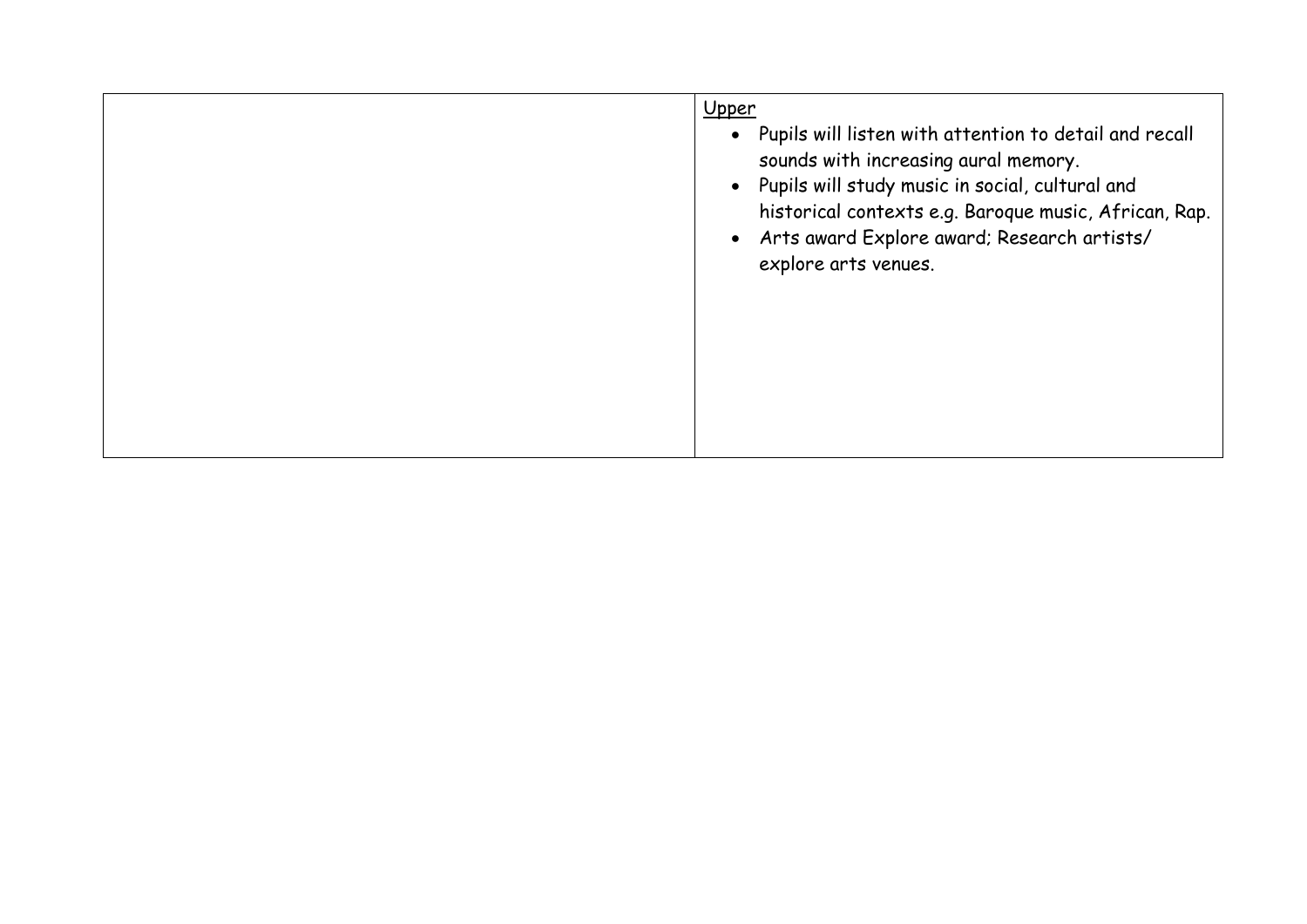| | |
|---|---|
| | <u>Upper</u><br>• Pupils will listen with attention to detail and recall sounds with increasing aural memory.<br>• Pupils will study music in social, cultural and historical contexts e.g. Baroque music, African, Rap.<br>• Arts award Explore award; Research artists/ explore arts venues. |